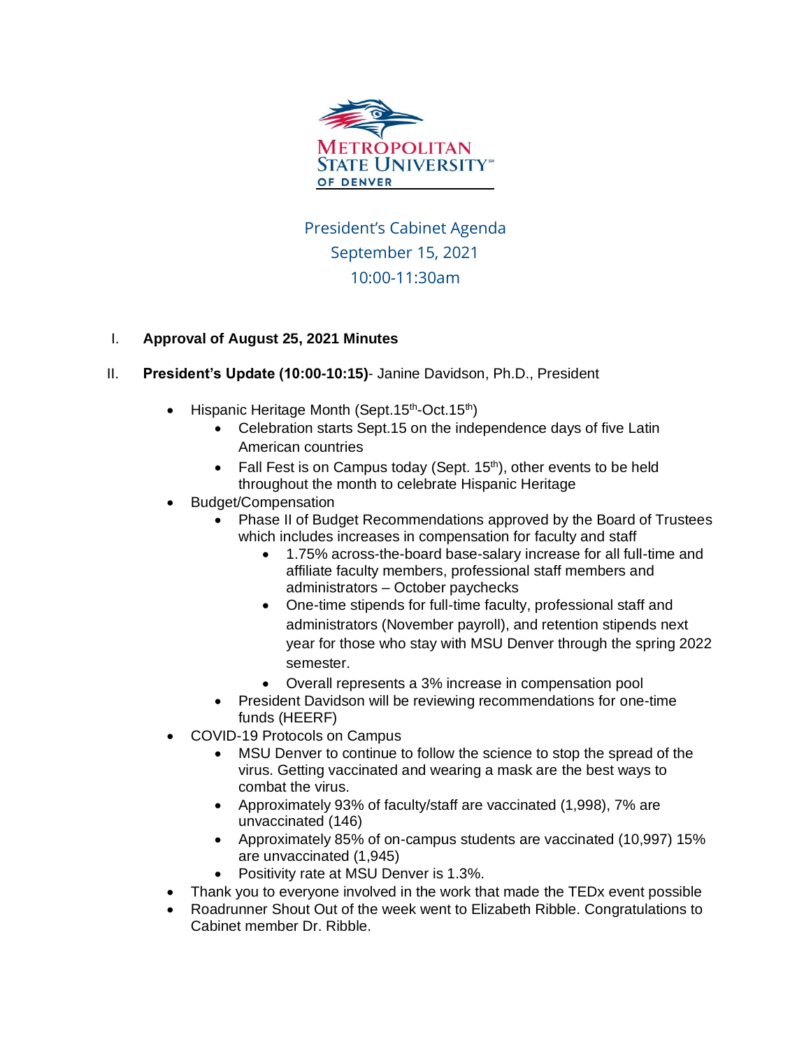METROPOLITAN STATE UNIVERSITY OF DENVER

# President's Cabinet Agenda
## September 15, 2021
## 10:00-11:30am

I. **Approval of August 25, 2021 Minutes**

II. **President's Update (10:00-10:15)**- Janine Davidson, Ph.D., President

- Hispanic Heritage Month (Sept.15th-Oct.15th)
  - Celebration starts Sept.15 on the independence days of five Latin American countries
  - Fall Fest is on Campus today (Sept. 15th), other events to be held throughout the month to celebrate Hispanic Heritage
- Budget/Compensation
  - Phase II of Budget Recommendations approved by the Board of Trustees which includes increases in compensation for faculty and staff
    - 1.75% across-the-board base-salary increase for all full-time and affiliate faculty members, professional staff members and administrators – October paychecks
    - One-time stipends for full-time faculty, professional staff and administrators (November payroll), and retention stipends next year for those who stay with MSU Denver through the spring 2022 semester.
    - Overall represents a 3% increase in compensation pool
  - President Davidson will be reviewing recommendations for one-time funds (HEERF)
- COVID-19 Protocols on Campus
  - MSU Denver to continue to follow the science to stop the spread of the virus. Getting vaccinated and wearing a mask are the best ways to combat the virus.
  - Approximately 93% of faculty/staff are vaccinated (1,998), 7% are unvaccinated (146)
  - Approximately 85% of on-campus students are vaccinated (10,997) 15% are unvaccinated (1,945)
  - Positivity rate at MSU Denver is 1.3%.
- Thank you to everyone involved in the work that made the TEDx event possible
- Roadrunner Shout Out of the week went to Elizabeth Ribble. Congratulations to Cabinet member Dr. Ribble.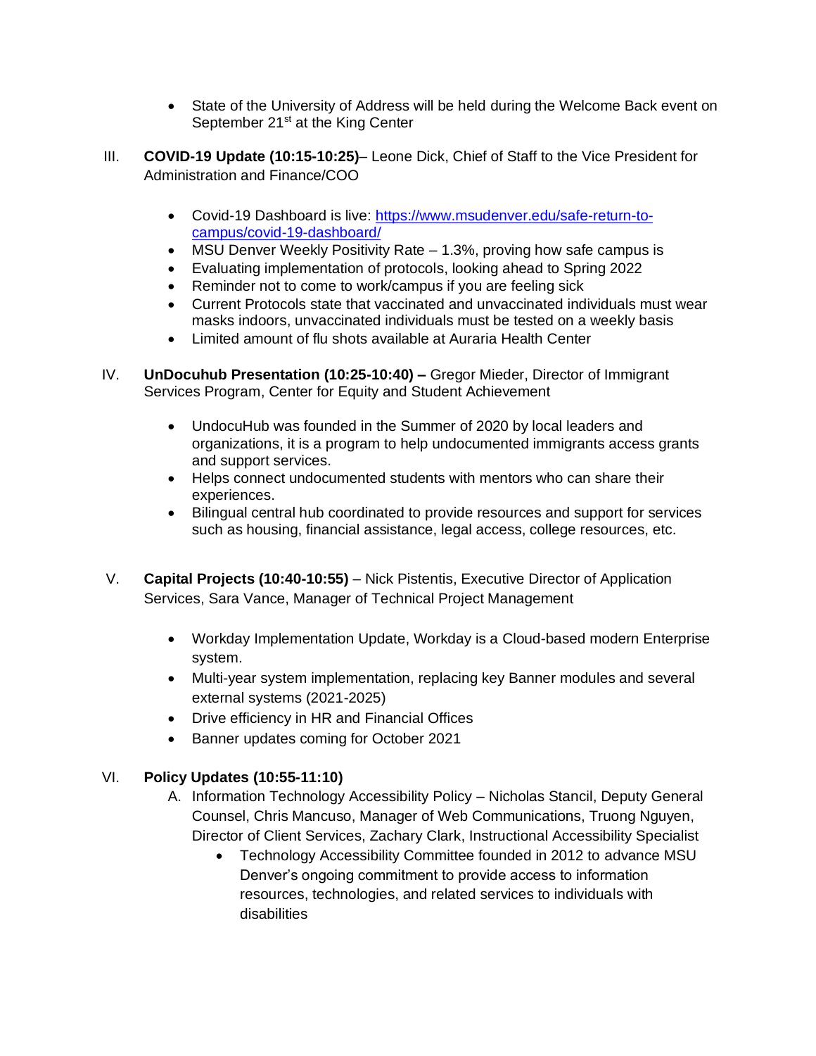- State of the University of Address will be held during the Welcome Back event on September 21st at the King Center

III. **COVID-19 Update (10:15-10:25)**– Leone Dick, Chief of Staff to the Vice President for Administration and Finance/COO

- Covid-19 Dashboard is live: https://www.msudenver.edu/safe-return-to-campus/covid-19-dashboard/
- MSU Denver Weekly Positivity Rate – 1.3%, proving how safe campus is
- Evaluating implementation of protocols, looking ahead to Spring 2022
- Reminder not to come to work/campus if you are feeling sick
- Current Protocols state that vaccinated and unvaccinated individuals must wear masks indoors, unvaccinated individuals must be tested on a weekly basis
- Limited amount of flu shots available at Auraria Health Center

IV. **UnDocuhub Presentation (10:25-10:40) –** Gregor Mieder, Director of Immigrant Services Program, Center for Equity and Student Achievement

- UndocuHub was founded in the Summer of 2020 by local leaders and organizations, it is a program to help undocumented immigrants access grants and support services.
- Helps connect undocumented students with mentors who can share their experiences.
- Bilingual central hub coordinated to provide resources and support for services such as housing, financial assistance, legal access, college resources, etc.

V. **Capital Projects (10:40-10:55)** – Nick Pistentis, Executive Director of Application Services, Sara Vance, Manager of Technical Project Management

- Workday Implementation Update, Workday is a Cloud-based modern Enterprise system.
- Multi-year system implementation, replacing key Banner modules and several external systems (2021-2025)
- Drive efficiency in HR and Financial Offices
- Banner updates coming for October 2021

VI. **Policy Updates (10:55-11:10)**

A. Information Technology Accessibility Policy – Nicholas Stancil, Deputy General Counsel, Chris Mancuso, Manager of Web Communications, Truong Nguyen, Director of Client Services, Zachary Clark, Instructional Accessibility Specialist

- Technology Accessibility Committee founded in 2012 to advance MSU Denver's ongoing commitment to provide access to information resources, technologies, and related services to individuals with disabilities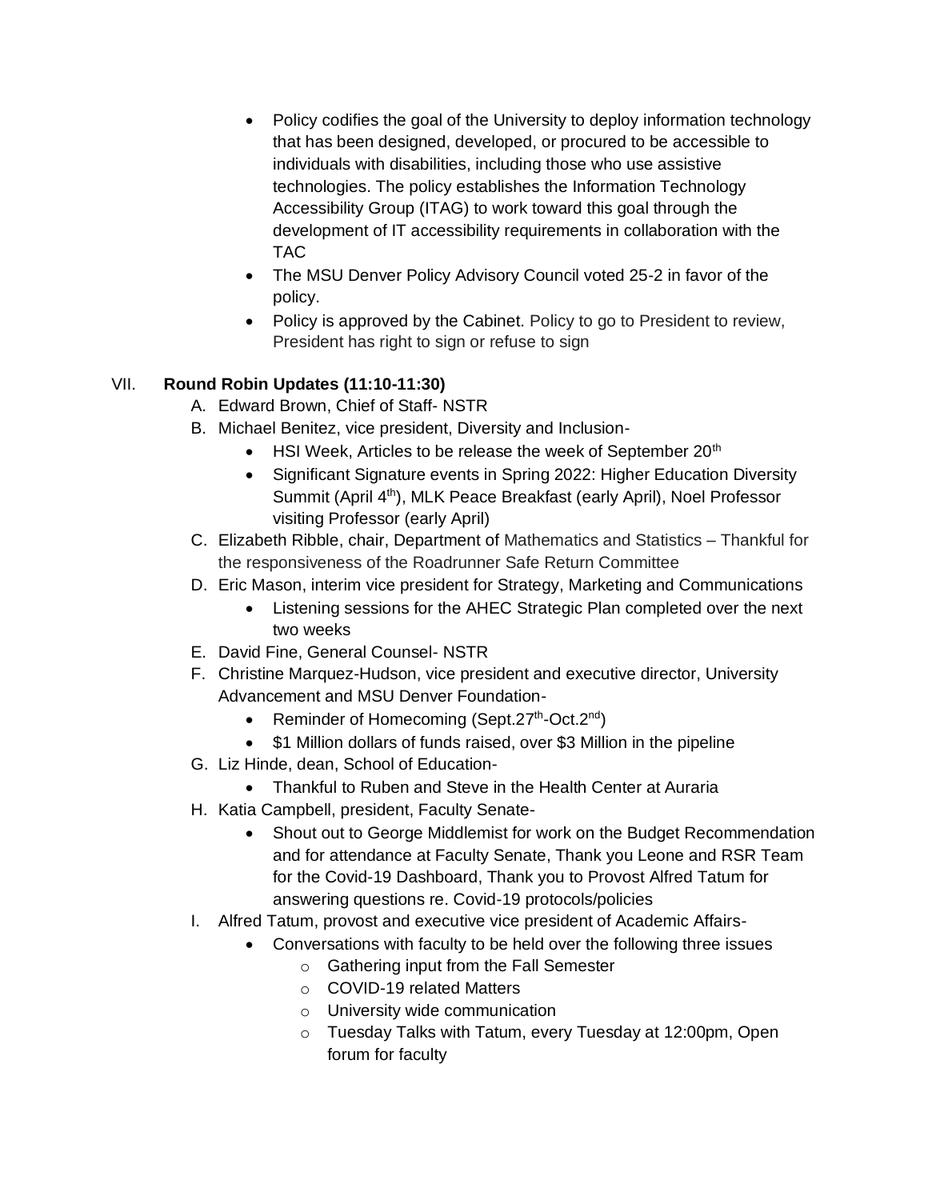- Policy codifies the goal of the University to deploy information technology that has been designed, developed, or procured to be accessible to individuals with disabilities, including those who use assistive technologies. The policy establishes the Information Technology Accessibility Group (ITAG) to work toward this goal through the development of IT accessibility requirements in collaboration with the TAC
- The MSU Denver Policy Advisory Council voted 25-2 in favor of the policy.
- Policy is approved by the Cabinet. Policy to go to President to review, President has right to sign or refuse to sign

VII. **Round Robin Updates (11:10-11:30)**

A. Edward Brown, Chief of Staff- NSTR

B. Michael Benitez, vice president, Diversity and Inclusion-
   - HSI Week, Articles to be release the week of September 20th
   - Significant Signature events in Spring 2022: Higher Education Diversity Summit (April 4th), MLK Peace Breakfast (early April), Noel Professor visiting Professor (early April)

C. Elizabeth Ribble, chair, Department of Mathematics and Statistics – Thankful for the responsiveness of the Roadrunner Safe Return Committee

D. Eric Mason, interim vice president for Strategy, Marketing and Communications
   - Listening sessions for the AHEC Strategic Plan completed over the next two weeks

E. David Fine, General Counsel- NSTR

F. Christine Marquez-Hudson, vice president and executive director, University Advancement and MSU Denver Foundation-
   - Reminder of Homecoming (Sept.27th-Oct.2nd)
   - $1 Million dollars of funds raised, over $3 Million in the pipeline

G. Liz Hinde, dean, School of Education-
   - Thankful to Ruben and Steve in the Health Center at Auraria

H. Katia Campbell, president, Faculty Senate-
   - Shout out to George Middlemist for work on the Budget Recommendation and for attendance at Faculty Senate, Thank you Leone and RSR Team for the Covid-19 Dashboard, Thank you to Provost Alfred Tatum for answering questions re. Covid-19 protocols/policies

I. Alfred Tatum, provost and executive vice president of Academic Affairs-
   - Conversations with faculty to be held over the following three issues
     - Gathering input from the Fall Semester
     - COVID-19 related Matters
     - University wide communication
     - Tuesday Talks with Tatum, every Tuesday at 12:00pm, Open forum for faculty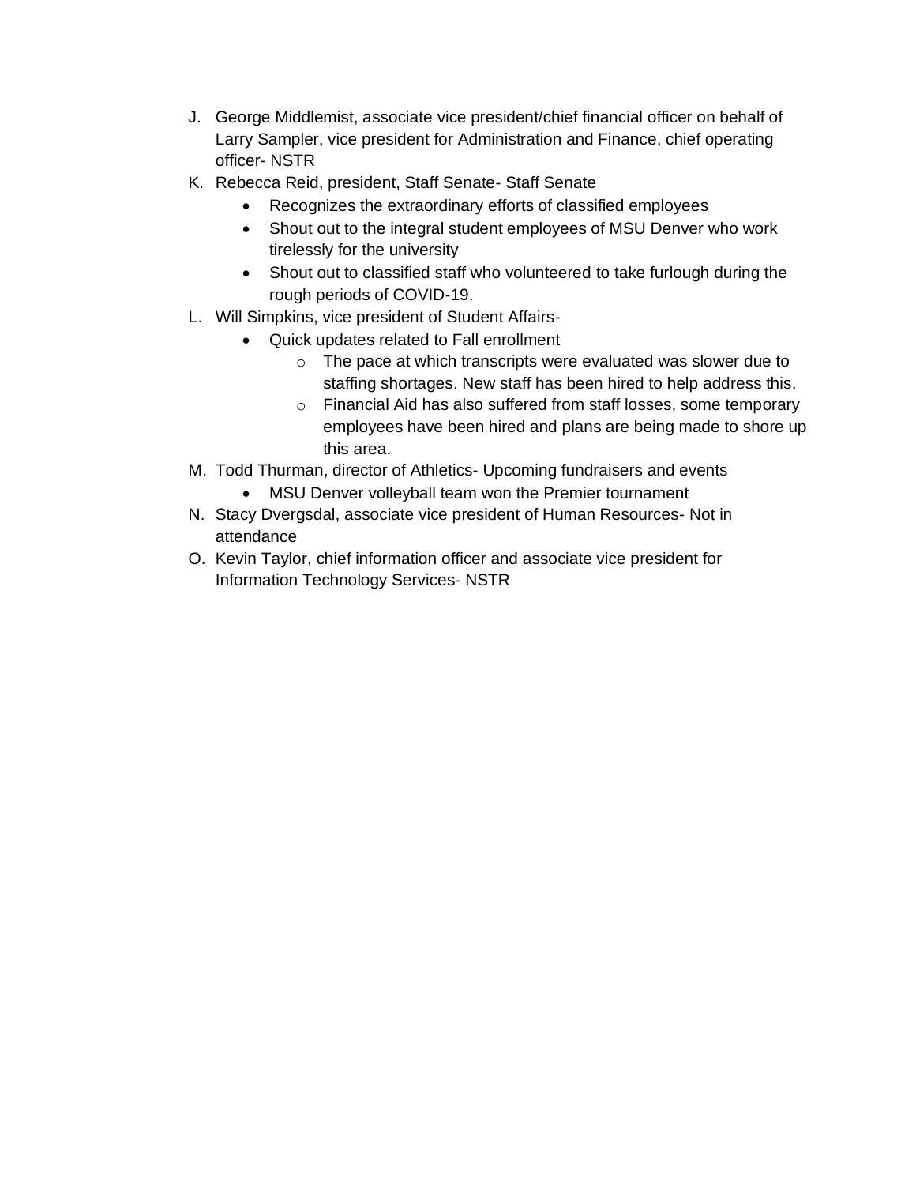J. George Middlemist, associate vice president/chief financial officer on behalf of Larry Sampler, vice president for Administration and Finance, chief operating officer- NSTR

K. Rebecca Reid, president, Staff Senate- Staff Senate
    - Recognizes the extraordinary efforts of classified employees
    - Shout out to the integral student employees of MSU Denver who work tirelessly for the university
    - Shout out to classified staff who volunteered to take furlough during the rough periods of COVID-19.

L. Will Simpkins, vice president of Student Affairs-
    - Quick updates related to Fall enrollment
        - The pace at which transcripts were evaluated was slower due to staffing shortages. New staff has been hired to help address this.
        - Financial Aid has also suffered from staff losses, some temporary employees have been hired and plans are being made to shore up this area.

M. Todd Thurman, director of Athletics- Upcoming fundraisers and events
    - MSU Denver volleyball team won the Premier tournament

N. Stacy Dvergsdal, associate vice president of Human Resources- Not in attendance

O. Kevin Taylor, chief information officer and associate vice president for Information Technology Services- NSTR